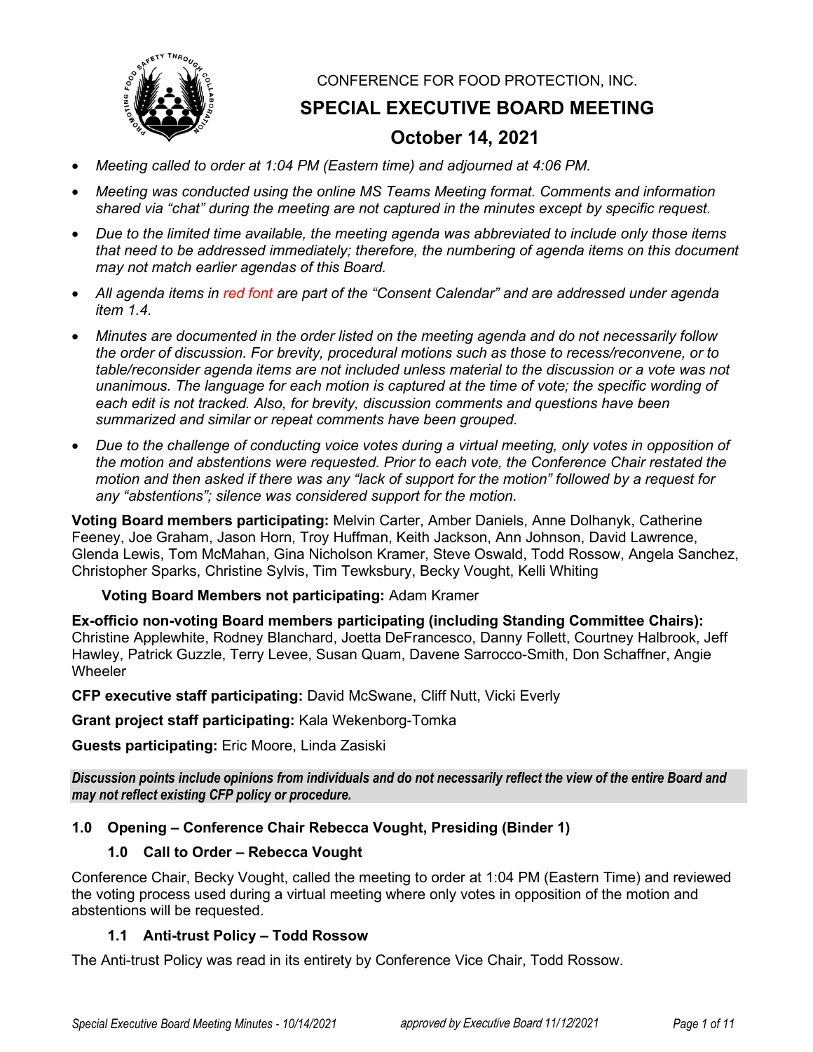CONFERENCE FOR FOOD PROTECTION, INC.

# SPECIAL EXECUTIVE BOARD MEETING

## October 14, 2021

- *Meeting called to order at 1:04 PM (Eastern time) and adjourned at 4:06 PM.*
- *Meeting was conducted using the online MS Teams Meeting format. Comments and information shared via "chat" during the meeting are not captured in the minutes except by specific request.*
- *Due to the limited time available, the meeting agenda was abbreviated to include only those items that need to be addressed immediately; therefore, the numbering of agenda items on this document may not match earlier agendas of this Board.*
- *All agenda items in red font are part of the "Consent Calendar" and are addressed under agenda item 1.4.*
- *Minutes are documented in the order listed on the meeting agenda and do not necessarily follow the order of discussion. For brevity, procedural motions such as those to recess/reconvene, or to table/reconsider agenda items are not included unless material to the discussion or a vote was not unanimous. The language for each motion is captured at the time of vote; the specific wording of each edit is not tracked. Also, for brevity, discussion comments and questions have been summarized and similar or repeat comments have been grouped.*
- *Due to the challenge of conducting voice votes during a virtual meeting, only votes in opposition of the motion and abstentions were requested. Prior to each vote, the Conference Chair restated the motion and then asked if there was any "lack of support for the motion" followed by a request for any "abstentions"; silence was considered support for the motion.*

**Voting Board members participating:** Melvin Carter, Amber Daniels, Anne Dolhanyk, Catherine Feeney, Joe Graham, Jason Horn, Troy Huffman, Keith Jackson, Ann Johnson, David Lawrence, Glenda Lewis, Tom McMahan, Gina Nicholson Kramer, Steve Oswald, Todd Rossow, Angela Sanchez, Christopher Sparks, Christine Sylvis, Tim Tewksbury, Becky Vought, Kelli Whiting

**Voting Board Members not participating:** Adam Kramer

**Ex-officio non-voting Board members participating (including Standing Committee Chairs):** Christine Applewhite, Rodney Blanchard, Joetta DeFrancesco, Danny Follett, Courtney Halbrook, Jeff Hawley, Patrick Guzzle, Terry Levee, Susan Quam, Davene Sarrocco-Smith, Don Schaffner, Angie Wheeler

**CFP executive staff participating:** David McSwane, Cliff Nutt, Vicki Everly

**Grant project staff participating:** Kala Wekenborg-Tomka

**Guests participating:** Eric Moore, Linda Zasiski

***Discussion points include opinions from individuals and do not necessarily reflect the view of the entire Board and may not reflect existing CFP policy or procedure.***

### 1.0 Opening – Conference Chair Rebecca Vought, Presiding (Binder 1)

#### 1.0 Call to Order – Rebecca Vought

Conference Chair, Becky Vought, called the meeting to order at 1:04 PM (Eastern Time) and reviewed the voting process used during a virtual meeting where only votes in opposition of the motion and abstentions will be requested.

#### 1.1 Anti-trust Policy – Todd Rossow

The Anti-trust Policy was read in its entirety by Conference Vice Chair, Todd Rossow.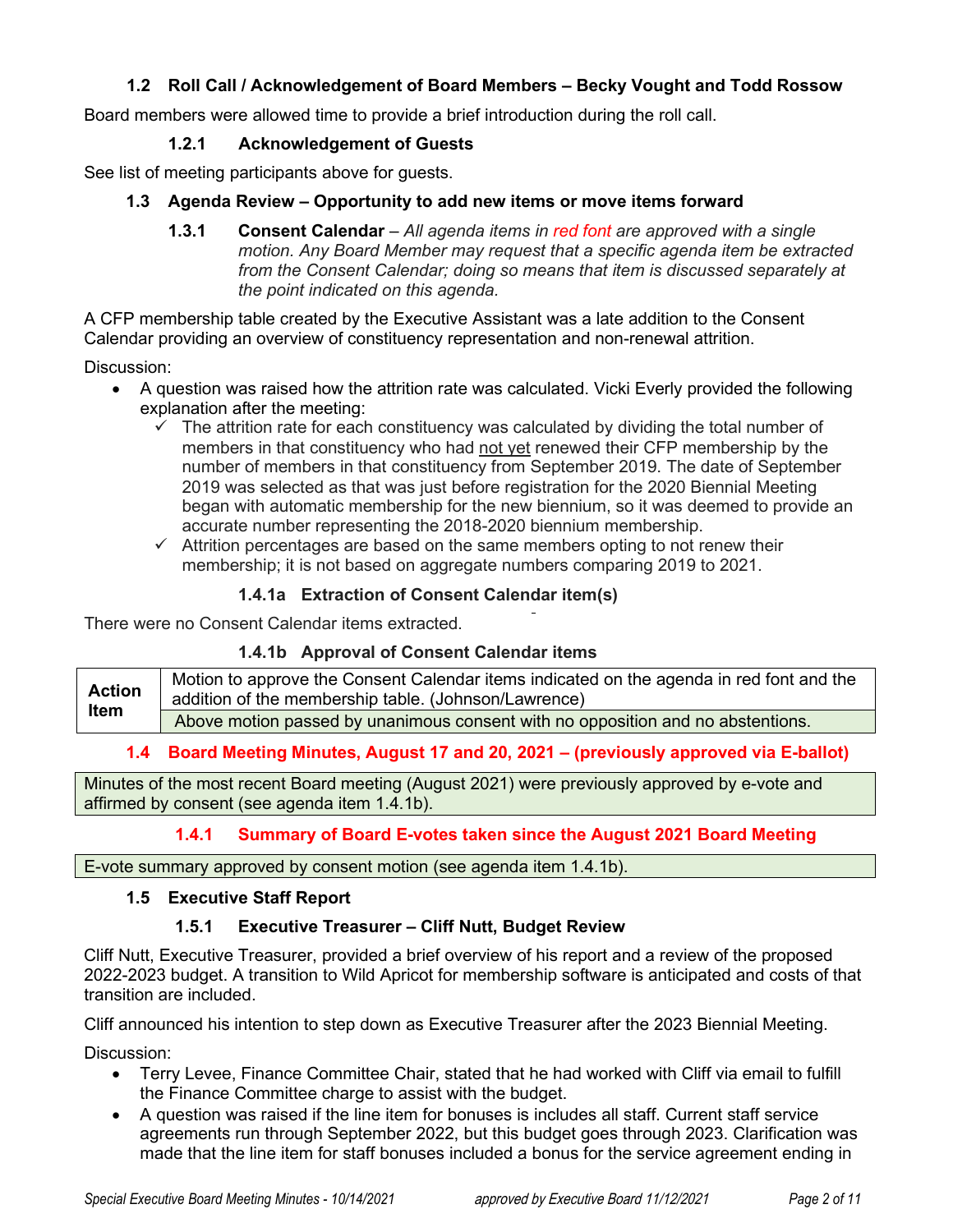### 1.2 Roll Call / Acknowledgement of Board Members – Becky Vought and Todd Rossow

Board members were allowed time to provide a brief introduction during the roll call.

#### 1.2.1 Acknowledgement of Guests

See list of meeting participants above for guests.

### 1.3 Agenda Review – Opportunity to add new items or move items forward

#### 1.3.1 Consent Calendar – *All agenda items in red font are approved with a single motion. Any Board Member may request that a specific agenda item be extracted from the Consent Calendar; doing so means that item is discussed separately at the point indicated on this agenda.*

A CFP membership table created by the Executive Assistant was a late addition to the Consent Calendar providing an overview of constituency representation and non-renewal attrition.

Discussion:

- A question was raised how the attrition rate was calculated. Vicki Everly provided the following explanation after the meeting:
  - ✓ The attrition rate for each constituency was calculated by dividing the total number of members in that constituency who had not yet renewed their CFP membership by the number of members in that constituency from September 2019. The date of September 2019 was selected as that was just before registration for the 2020 Biennial Meeting began with automatic membership for the new biennium, so it was deemed to provide an accurate number representing the 2018-2020 biennium membership.
  - ✓ Attrition percentages are based on the same members opting to not renew their membership; it is not based on aggregate numbers comparing 2019 to 2021.

#### 1.4.1a Extraction of Consent Calendar item(s)

There were no Consent Calendar items extracted.

#### 1.4.1b Approval of Consent Calendar items

| Action Item | Motion to approve the Consent Calendar items indicated on the agenda in red font and the addition of the membership table. (Johnson/Lawrence) |
|---|---|
| | Above motion passed by unanimous consent with no opposition and no abstentions. |

### 1.4 Board Meeting Minutes, August 17 and 20, 2021 – (previously approved via E-ballot)

Minutes of the most recent Board meeting (August 2021) were previously approved by e-vote and affirmed by consent (see agenda item 1.4.1b).

#### 1.4.1 Summary of Board E-votes taken since the August 2021 Board Meeting

E-vote summary approved by consent motion (see agenda item 1.4.1b).

### 1.5 Executive Staff Report

#### 1.5.1 Executive Treasurer – Cliff Nutt, Budget Review

Cliff Nutt, Executive Treasurer, provided a brief overview of his report and a review of the proposed 2022-2023 budget. A transition to Wild Apricot for membership software is anticipated and costs of that transition are included.

Cliff announced his intention to step down as Executive Treasurer after the 2023 Biennial Meeting.

Discussion:

- Terry Levee, Finance Committee Chair, stated that he had worked with Cliff via email to fulfill the Finance Committee charge to assist with the budget.
- A question was raised if the line item for bonuses is includes all staff. Current staff service agreements run through September 2022, but this budget goes through 2023. Clarification was made that the line item for staff bonuses included a bonus for the service agreement ending in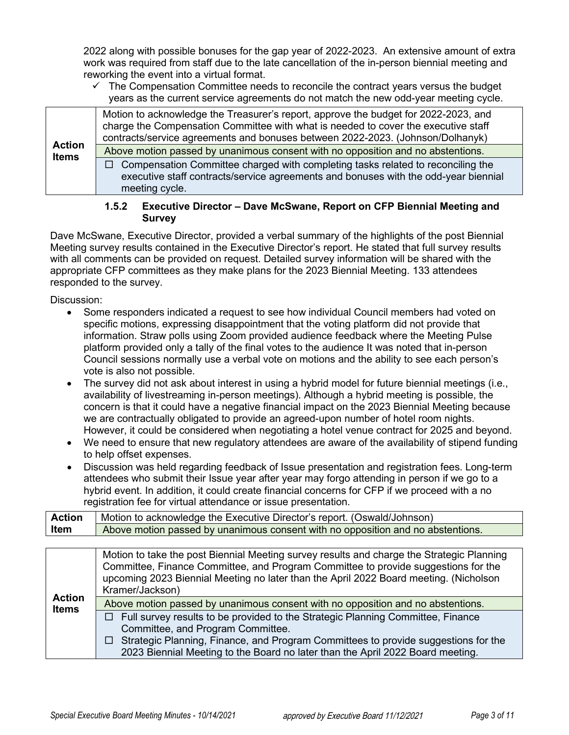2022 along with possible bonuses for the gap year of 2022-2023. An extensive amount of extra work was required from staff due to the late cancellation of the in-person biennial meeting and reworking the event into a virtual format.

- ✓ The Compensation Committee needs to reconcile the contract years versus the budget years as the current service agreements do not match the new odd-year meeting cycle.

| | |
|---|---|
| **Action Items** | Motion to acknowledge the Treasurer's report, approve the budget for 2022-2023, and charge the Compensation Committee with what is needed to cover the executive staff contracts/service agreements and bonuses between 2022-2023. (Johnson/Dolhanyk) |
| | Above motion passed by unanimous consent with no opposition and no abstentions. |
| | ☐ Compensation Committee charged with completing tasks related to reconciling the executive staff contracts/service agreements and bonuses with the odd-year biennial meeting cycle. |

#### 1.5.2 Executive Director – Dave McSwane, Report on CFP Biennial Meeting and Survey

Dave McSwane, Executive Director, provided a verbal summary of the highlights of the post Biennial Meeting survey results contained in the Executive Director's report. He stated that full survey results with all comments can be provided on request. Detailed survey information will be shared with the appropriate CFP committees as they make plans for the 2023 Biennial Meeting. 133 attendees responded to the survey.

Discussion:

- Some responders indicated a request to see how individual Council members had voted on specific motions, expressing disappointment that the voting platform did not provide that information. Straw polls using Zoom provided audience feedback where the Meeting Pulse platform provided only a tally of the final votes to the audience It was noted that in-person Council sessions normally use a verbal vote on motions and the ability to see each person's vote is also not possible.
- The survey did not ask about interest in using a hybrid model for future biennial meetings (i.e., availability of livestreaming in-person meetings). Although a hybrid meeting is possible, the concern is that it could have a negative financial impact on the 2023 Biennial Meeting because we are contractually obligated to provide an agreed-upon number of hotel room nights. However, it could be considered when negotiating a hotel venue contract for 2025 and beyond.
- We need to ensure that new regulatory attendees are aware of the availability of stipend funding to help offset expenses.
- Discussion was held regarding feedback of Issue presentation and registration fees. Long-term attendees who submit their Issue year after year may forgo attending in person if we go to a hybrid event. In addition, it could create financial concerns for CFP if we proceed with a no registration fee for virtual attendance or issue presentation.

| | |
|---|---|
| **Action Item** | Motion to acknowledge the Executive Director's report. (Oswald/Johnson) |
| | Above motion passed by unanimous consent with no opposition and no abstentions. |

| | |
|---|---|
| **Action Items** | Motion to take the post Biennial Meeting survey results and charge the Strategic Planning Committee, Finance Committee, and Program Committee to provide suggestions for the upcoming 2023 Biennial Meeting no later than the April 2022 Board meeting. (Nicholson Kramer/Jackson) |
| | Above motion passed by unanimous consent with no opposition and no abstentions. |
| | ☐ Full survey results to be provided to the Strategic Planning Committee, Finance Committee, and Program Committee.<br>☐ Strategic Planning, Finance, and Program Committees to provide suggestions for the 2023 Biennial Meeting to the Board no later than the April 2022 Board meeting. |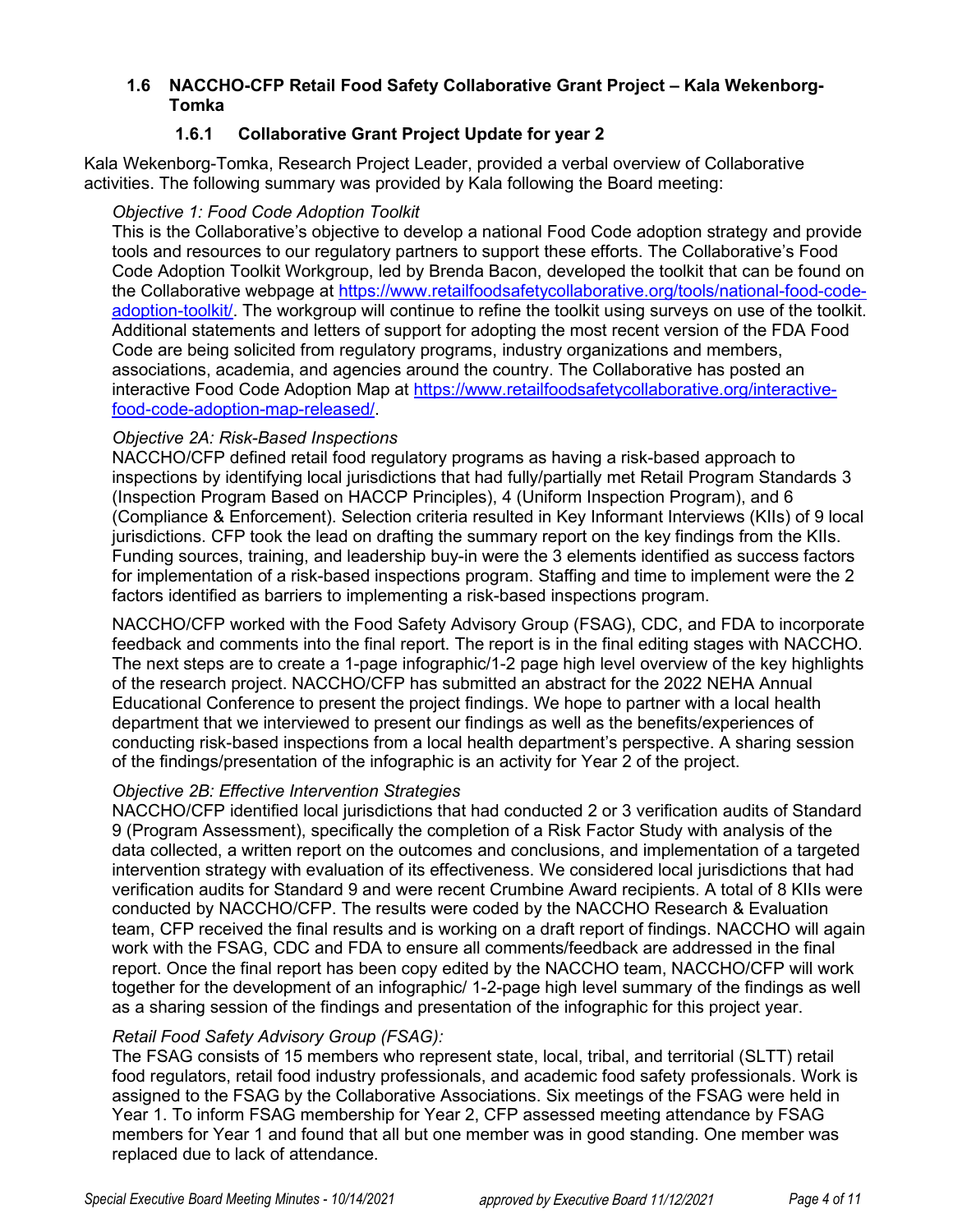### 1.6 NACCHO-CFP Retail Food Safety Collaborative Grant Project – Kala Wekenborg-Tomka

#### 1.6.1 Collaborative Grant Project Update for year 2

Kala Wekenborg-Tomka, Research Project Leader, provided a verbal overview of Collaborative activities. The following summary was provided by Kala following the Board meeting:

*Objective 1: Food Code Adoption Toolkit*

This is the Collaborative's objective to develop a national Food Code adoption strategy and provide tools and resources to our regulatory partners to support these efforts. The Collaborative's Food Code Adoption Toolkit Workgroup, led by Brenda Bacon, developed the toolkit that can be found on the Collaborative webpage at https://www.retailfoodsafetycollaborative.org/tools/national-food-code-adoption-toolkit/. The workgroup will continue to refine the toolkit using surveys on use of the toolkit. Additional statements and letters of support for adopting the most recent version of the FDA Food Code are being solicited from regulatory programs, industry organizations and members, associations, academia, and agencies around the country. The Collaborative has posted an interactive Food Code Adoption Map at https://www.retailfoodsafetycollaborative.org/interactive-food-code-adoption-map-released/.

*Objective 2A: Risk-Based Inspections*

NACCHO/CFP defined retail food regulatory programs as having a risk-based approach to inspections by identifying local jurisdictions that had fully/partially met Retail Program Standards 3 (Inspection Program Based on HACCP Principles), 4 (Uniform Inspection Program), and 6 (Compliance & Enforcement). Selection criteria resulted in Key Informant Interviews (KIIs) of 9 local jurisdictions. CFP took the lead on drafting the summary report on the key findings from the KIIs. Funding sources, training, and leadership buy-in were the 3 elements identified as success factors for implementation of a risk-based inspections program. Staffing and time to implement were the 2 factors identified as barriers to implementing a risk-based inspections program.

NACCHO/CFP worked with the Food Safety Advisory Group (FSAG), CDC, and FDA to incorporate feedback and comments into the final report. The report is in the final editing stages with NACCHO. The next steps are to create a 1-page infographic/1-2 page high level overview of the key highlights of the research project. NACCHO/CFP has submitted an abstract for the 2022 NEHA Annual Educational Conference to present the project findings. We hope to partner with a local health department that we interviewed to present our findings as well as the benefits/experiences of conducting risk-based inspections from a local health department's perspective. A sharing session of the findings/presentation of the infographic is an activity for Year 2 of the project.

*Objective 2B: Effective Intervention Strategies*

NACCHO/CFP identified local jurisdictions that had conducted 2 or 3 verification audits of Standard 9 (Program Assessment), specifically the completion of a Risk Factor Study with analysis of the data collected, a written report on the outcomes and conclusions, and implementation of a targeted intervention strategy with evaluation of its effectiveness. We considered local jurisdictions that had verification audits for Standard 9 and were recent Crumbine Award recipients. A total of 8 KIIs were conducted by NACCHO/CFP. The results were coded by the NACCHO Research & Evaluation team, CFP received the final results and is working on a draft report of findings. NACCHO will again work with the FSAG, CDC and FDA to ensure all comments/feedback are addressed in the final report. Once the final report has been copy edited by the NACCHO team, NACCHO/CFP will work together for the development of an infographic/ 1-2-page high level summary of the findings as well as a sharing session of the findings and presentation of the infographic for this project year.

*Retail Food Safety Advisory Group (FSAG):*

The FSAG consists of 15 members who represent state, local, tribal, and territorial (SLTT) retail food regulators, retail food industry professionals, and academic food safety professionals. Work is assigned to the FSAG by the Collaborative Associations. Six meetings of the FSAG were held in Year 1. To inform FSAG membership for Year 2, CFP assessed meeting attendance by FSAG members for Year 1 and found that all but one member was in good standing. One member was replaced due to lack of attendance.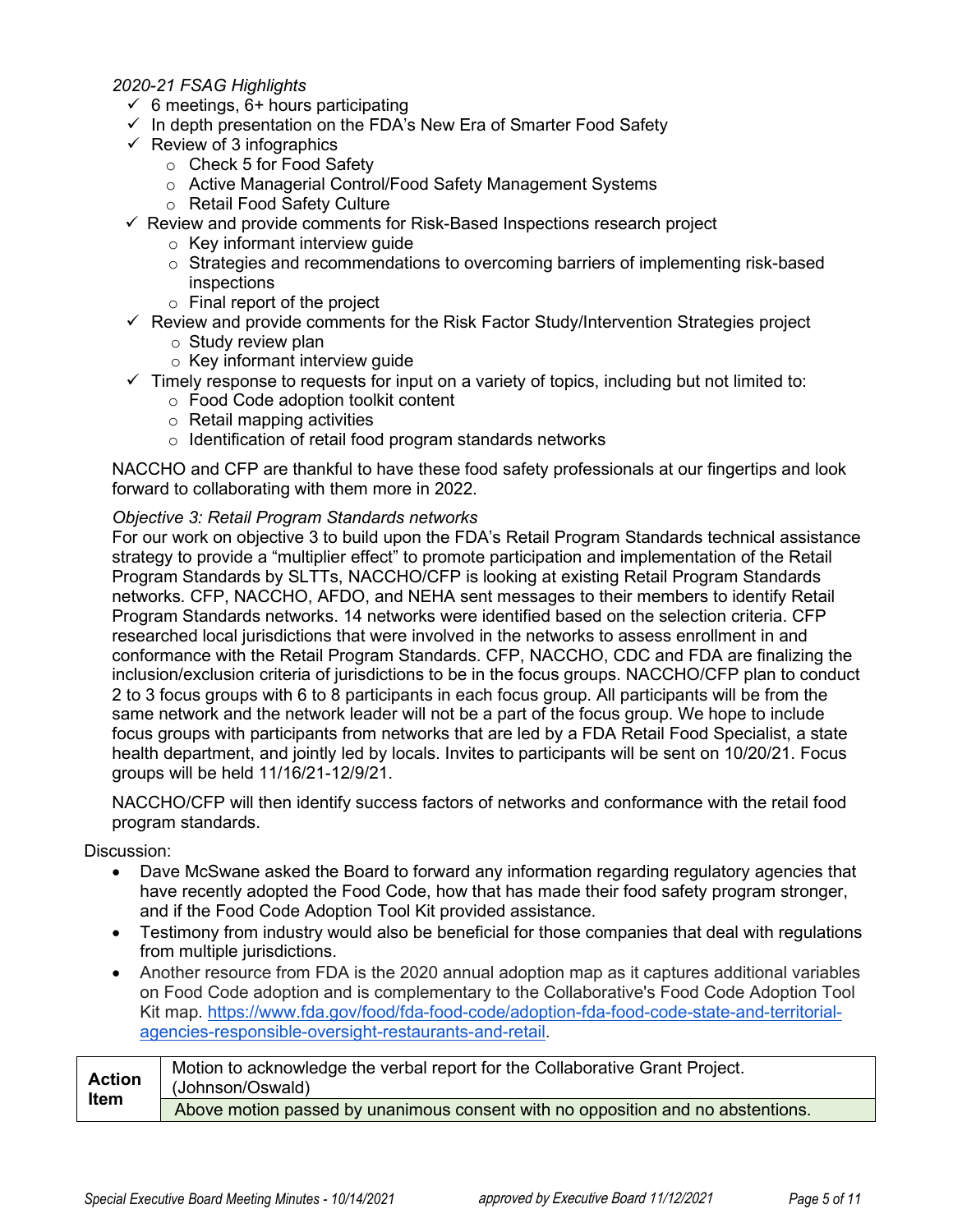*2020-21 FSAG Highlights*

- ✓ 6 meetings, 6+ hours participating
- ✓ In depth presentation on the FDA's New Era of Smarter Food Safety
- ✓ Review of 3 infographics
  - Check 5 for Food Safety
  - Active Managerial Control/Food Safety Management Systems
  - Retail Food Safety Culture
- ✓ Review and provide comments for Risk-Based Inspections research project
  - Key informant interview guide
  - Strategies and recommendations to overcoming barriers of implementing risk-based inspections
  - Final report of the project
- ✓ Review and provide comments for the Risk Factor Study/Intervention Strategies project
  - Study review plan
  - Key informant interview guide
- ✓ Timely response to requests for input on a variety of topics, including but not limited to:
  - Food Code adoption toolkit content
  - Retail mapping activities
  - Identification of retail food program standards networks

NACCHO and CFP are thankful to have these food safety professionals at our fingertips and look forward to collaborating with them more in 2022.

*Objective 3: Retail Program Standards networks*

For our work on objective 3 to build upon the FDA's Retail Program Standards technical assistance strategy to provide a "multiplier effect" to promote participation and implementation of the Retail Program Standards by SLTTs, NACCHO/CFP is looking at existing Retail Program Standards networks. CFP, NACCHO, AFDO, and NEHA sent messages to their members to identify Retail Program Standards networks. 14 networks were identified based on the selection criteria. CFP researched local jurisdictions that were involved in the networks to assess enrollment in and conformance with the Retail Program Standards. CFP, NACCHO, CDC and FDA are finalizing the inclusion/exclusion criteria of jurisdictions to be in the focus groups. NACCHO/CFP plan to conduct 2 to 3 focus groups with 6 to 8 participants in each focus group. All participants will be from the same network and the network leader will not be a part of the focus group. We hope to include focus groups with participants from networks that are led by a FDA Retail Food Specialist, a state health department, and jointly led by locals. Invites to participants will be sent on 10/20/21. Focus groups will be held 11/16/21-12/9/21.

NACCHO/CFP will then identify success factors of networks and conformance with the retail food program standards.

Discussion:

- Dave McSwane asked the Board to forward any information regarding regulatory agencies that have recently adopted the Food Code, how that has made their food safety program stronger, and if the Food Code Adoption Tool Kit provided assistance.
- Testimony from industry would also be beneficial for those companies that deal with regulations from multiple jurisdictions.
- Another resource from FDA is the 2020 annual adoption map as it captures additional variables on Food Code adoption and is complementary to the Collaborative's Food Code Adoption Tool Kit map. https://www.fda.gov/food/fda-food-code/adoption-fda-food-code-state-and-territorial-agencies-responsible-oversight-restaurants-and-retail.

| **Action Item** | Motion to acknowledge the verbal report for the Collaborative Grant Project. (Johnson/Oswald) |
|---|---|
| | Above motion passed by unanimous consent with no opposition and no abstentions. |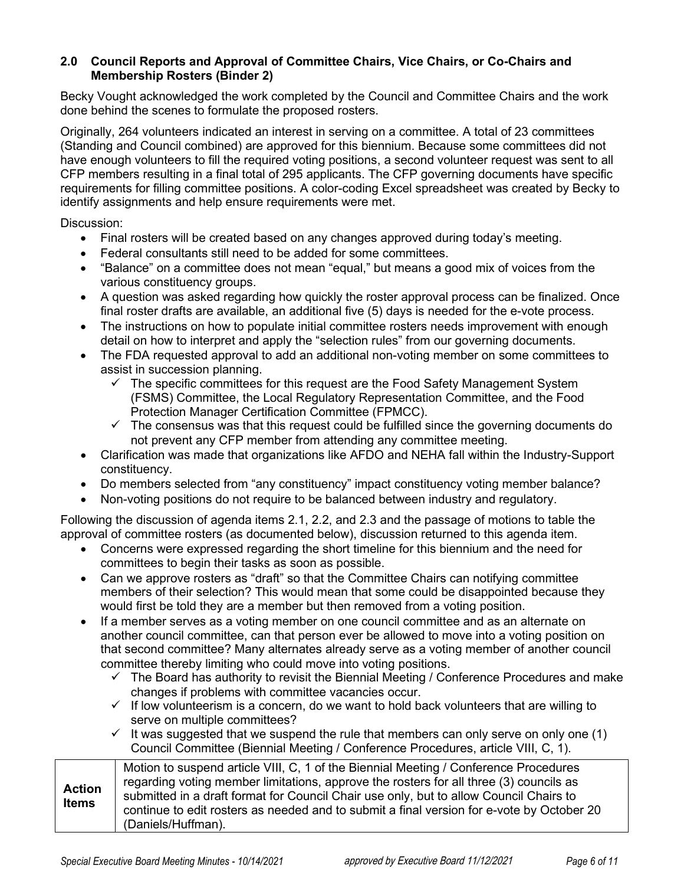### 2.0 Council Reports and Approval of Committee Chairs, Vice Chairs, or Co-Chairs and Membership Rosters (Binder 2)

Becky Vought acknowledged the work completed by the Council and Committee Chairs and the work done behind the scenes to formulate the proposed rosters.

Originally, 264 volunteers indicated an interest in serving on a committee. A total of 23 committees (Standing and Council combined) are approved for this biennium. Because some committees did not have enough volunteers to fill the required voting positions, a second volunteer request was sent to all CFP members resulting in a final total of 295 applicants. The CFP governing documents have specific requirements for filling committee positions. A color-coding Excel spreadsheet was created by Becky to identify assignments and help ensure requirements were met.

Discussion:

- Final rosters will be created based on any changes approved during today's meeting.
- Federal consultants still need to be added for some committees.
- "Balance" on a committee does not mean "equal," but means a good mix of voices from the various constituency groups.
- A question was asked regarding how quickly the roster approval process can be finalized. Once final roster drafts are available, an additional five (5) days is needed for the e-vote process.
- The instructions on how to populate initial committee rosters needs improvement with enough detail on how to interpret and apply the "selection rules" from our governing documents.
- The FDA requested approval to add an additional non-voting member on some committees to assist in succession planning.
  - ✓ The specific committees for this request are the Food Safety Management System (FSMS) Committee, the Local Regulatory Representation Committee, and the Food Protection Manager Certification Committee (FPMCC).
  - ✓ The consensus was that this request could be fulfilled since the governing documents do not prevent any CFP member from attending any committee meeting.
- Clarification was made that organizations like AFDO and NEHA fall within the Industry-Support constituency.
- Do members selected from "any constituency" impact constituency voting member balance?
- Non-voting positions do not require to be balanced between industry and regulatory.

Following the discussion of agenda items 2.1, 2.2, and 2.3 and the passage of motions to table the approval of committee rosters (as documented below), discussion returned to this agenda item.

- Concerns were expressed regarding the short timeline for this biennium and the need for committees to begin their tasks as soon as possible.
- Can we approve rosters as "draft" so that the Committee Chairs can notifying committee members of their selection? This would mean that some could be disappointed because they would first be told they are a member but then removed from a voting position.
- If a member serves as a voting member on one council committee and as an alternate on another council committee, can that person ever be allowed to move into a voting position on that second committee? Many alternates already serve as a voting member of another council committee thereby limiting who could move into voting positions.
  - ✓ The Board has authority to revisit the Biennial Meeting / Conference Procedures and make changes if problems with committee vacancies occur.
  - ✓ If low volunteerism is a concern, do we want to hold back volunteers that are willing to serve on multiple committees?
  - ✓ It was suggested that we suspend the rule that members can only serve on only one (1) Council Committee (Biennial Meeting / Conference Procedures, article VIII, C, 1).

| **Action Items** | Motion to suspend article VIII, C, 1 of the Biennial Meeting / Conference Procedures regarding voting member limitations, approve the rosters for all three (3) councils as submitted in a draft format for Council Chair use only, but to allow Council Chairs to continue to edit rosters as needed and to submit a final version for e-vote by October 20 (Daniels/Huffman). |
|---|---|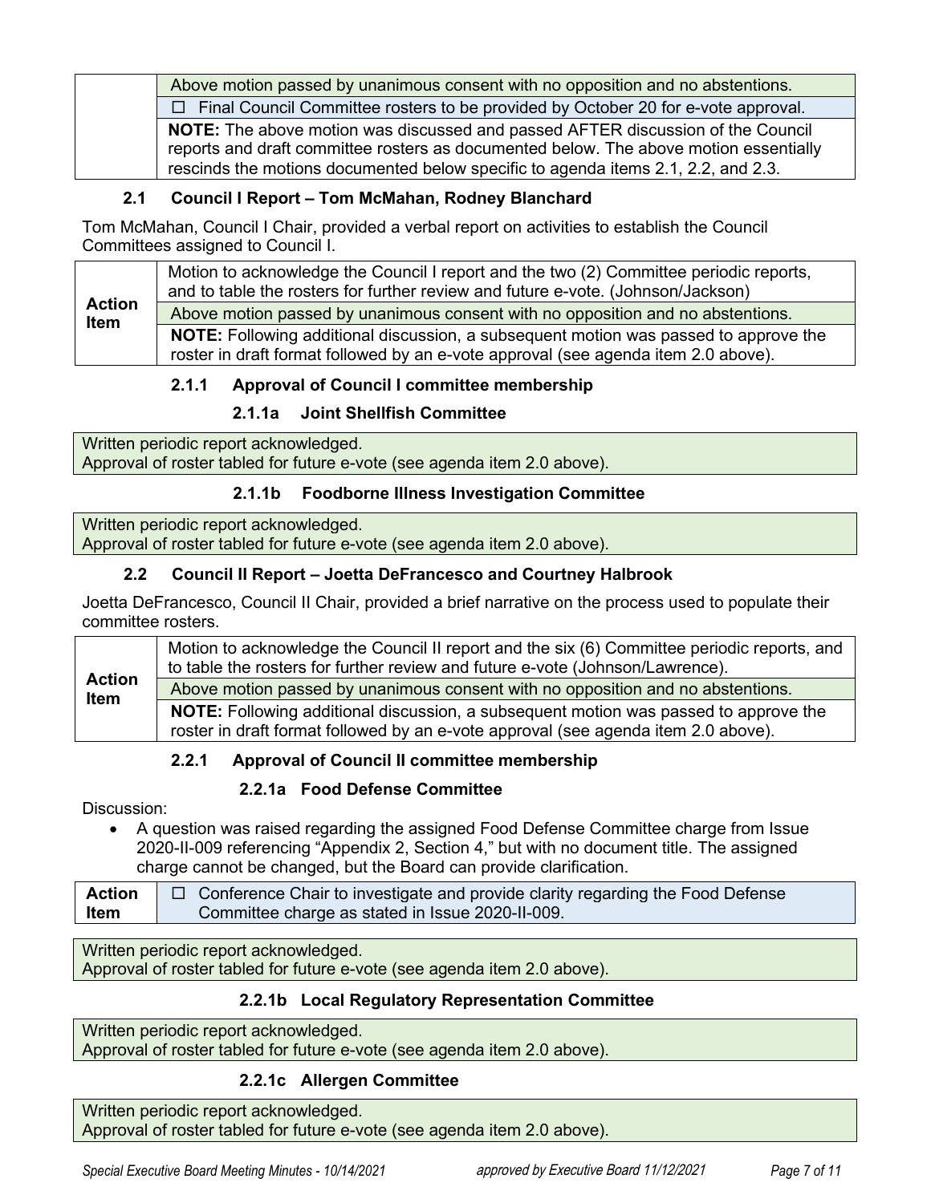| | |
|---|---|
| | Above motion passed by unanimous consent with no opposition and no abstentions. |
| | ☐ Final Council Committee rosters to be provided by October 20 for e-vote approval. |
| | **NOTE:** The above motion was discussed and passed AFTER discussion of the Council reports and draft committee rosters as documented below. The above motion essentially rescinds the motions documented below specific to agenda items 2.1, 2.2, and 2.3. |

### 2.1 Council I Report – Tom McMahan, Rodney Blanchard

Tom McMahan, Council I Chair, provided a verbal report on activities to establish the Council Committees assigned to Council I.

| | |
|---|---|
| **Action Item** | Motion to acknowledge the Council I report and the two (2) Committee periodic reports, and to table the rosters for further review and future e-vote. (Johnson/Jackson) |
| | Above motion passed by unanimous consent with no opposition and no abstentions. |
| | **NOTE:** Following additional discussion, a subsequent motion was passed to approve the roster in draft format followed by an e-vote approval (see agenda item 2.0 above). |

#### 2.1.1 Approval of Council I committee membership

##### 2.1.1a Joint Shellfish Committee

Written periodic report acknowledged.
Approval of roster tabled for future e-vote (see agenda item 2.0 above).

##### 2.1.1b Foodborne Illness Investigation Committee

Written periodic report acknowledged.
Approval of roster tabled for future e-vote (see agenda item 2.0 above).

### 2.2 Council II Report – Joetta DeFrancesco and Courtney Halbrook

Joetta DeFrancesco, Council II Chair, provided a brief narrative on the process used to populate their committee rosters.

| | |
|---|---|
| **Action Item** | Motion to acknowledge the Council II report and the six (6) Committee periodic reports, and to table the rosters for further review and future e-vote (Johnson/Lawrence). |
| | Above motion passed by unanimous consent with no opposition and no abstentions. |
| | **NOTE:** Following additional discussion, a subsequent motion was passed to approve the roster in draft format followed by an e-vote approval (see agenda item 2.0 above). |

#### 2.2.1 Approval of Council II committee membership

##### 2.2.1a Food Defense Committee

Discussion:

- A question was raised regarding the assigned Food Defense Committee charge from Issue 2020-II-009 referencing "Appendix 2, Section 4," but with no document title. The assigned charge cannot be changed, but the Board can provide clarification.

| | |
|---|---|
| **Action Item** | ☐ Conference Chair to investigate and provide clarity regarding the Food Defense Committee charge as stated in Issue 2020-II-009. |

Written periodic report acknowledged.
Approval of roster tabled for future e-vote (see agenda item 2.0 above).

##### 2.2.1b Local Regulatory Representation Committee

Written periodic report acknowledged.
Approval of roster tabled for future e-vote (see agenda item 2.0 above).

##### 2.2.1c Allergen Committee

Written periodic report acknowledged.
Approval of roster tabled for future e-vote (see agenda item 2.0 above).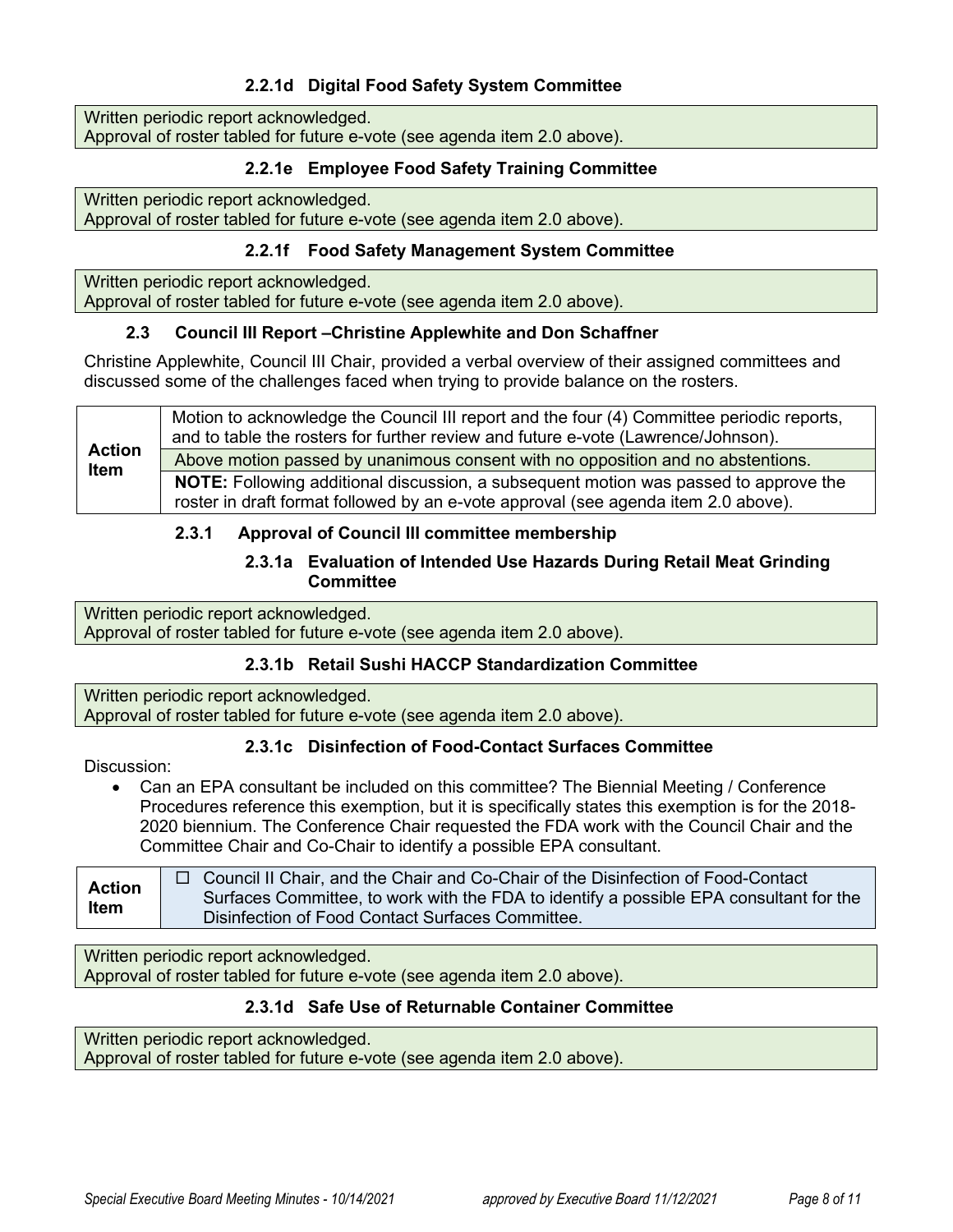#### 2.2.1d Digital Food Safety System Committee

Written periodic report acknowledged.
Approval of roster tabled for future e-vote (see agenda item 2.0 above).

#### 2.2.1e Employee Food Safety Training Committee

Written periodic report acknowledged.
Approval of roster tabled for future e-vote (see agenda item 2.0 above).

#### 2.2.1f Food Safety Management System Committee

Written periodic report acknowledged.
Approval of roster tabled for future e-vote (see agenda item 2.0 above).

### 2.3 Council III Report –Christine Applewhite and Don Schaffner

Christine Applewhite, Council III Chair, provided a verbal overview of their assigned committees and discussed some of the challenges faced when trying to provide balance on the rosters.

| | |
|---|---|
| **Action Item** | Motion to acknowledge the Council III report and the four (4) Committee periodic reports, and to table the rosters for further review and future e-vote (Lawrence/Johnson). |
| | Above motion passed by unanimous consent with no opposition and no abstentions. |
| | **NOTE:** Following additional discussion, a subsequent motion was passed to approve the roster in draft format followed by an e-vote approval (see agenda item 2.0 above). |

#### 2.3.1 Approval of Council III committee membership

##### 2.3.1a Evaluation of Intended Use Hazards During Retail Meat Grinding Committee

Written periodic report acknowledged.
Approval of roster tabled for future e-vote (see agenda item 2.0 above).

##### 2.3.1b Retail Sushi HACCP Standardization Committee

Written periodic report acknowledged.
Approval of roster tabled for future e-vote (see agenda item 2.0 above).

##### 2.3.1c Disinfection of Food-Contact Surfaces Committee

Discussion:

- Can an EPA consultant be included on this committee? The Biennial Meeting / Conference Procedures reference this exemption, but it is specifically states this exemption is for the 2018-2020 biennium. The Conference Chair requested the FDA work with the Council Chair and the Committee Chair and Co-Chair to identify a possible EPA consultant.

| | |
|---|---|
| **Action Item** | ☐ Council II Chair, and the Chair and Co-Chair of the Disinfection of Food-Contact Surfaces Committee, to work with the FDA to identify a possible EPA consultant for the Disinfection of Food Contact Surfaces Committee. |

Written periodic report acknowledged.
Approval of roster tabled for future e-vote (see agenda item 2.0 above).

##### 2.3.1d Safe Use of Returnable Container Committee

Written periodic report acknowledged.
Approval of roster tabled for future e-vote (see agenda item 2.0 above).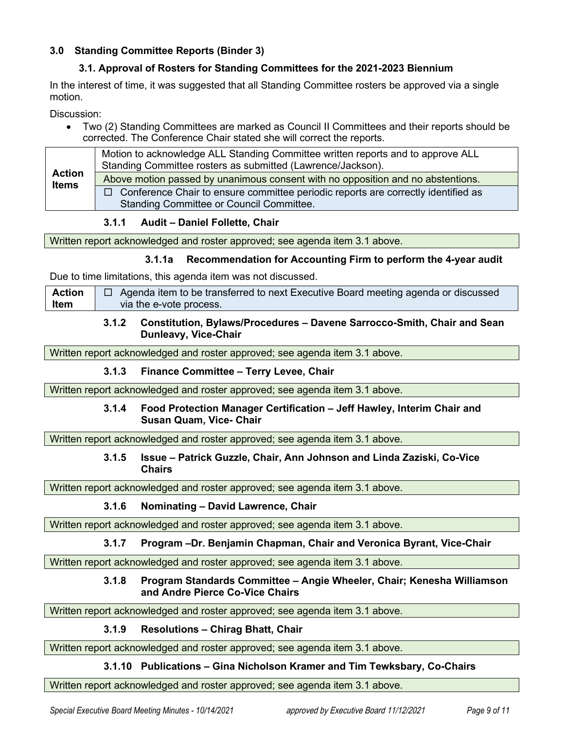## 3.0 Standing Committee Reports (Binder 3)

### 3.1. Approval of Rosters for Standing Committees for the 2021-2023 Biennium

In the interest of time, it was suggested that all Standing Committee rosters be approved via a single motion.

Discussion:

- Two (2) Standing Committees are marked as Council II Committees and their reports should be corrected. The Conference Chair stated she will correct the reports.

| **Action Items** | Motion to acknowledge ALL Standing Committee written reports and to approve ALL Standing Committee rosters as submitted (Lawrence/Jackson). |
|---|---|
| | Above motion passed by unanimous consent with no opposition and no abstentions. |
| | ☐ Conference Chair to ensure committee periodic reports are correctly identified as Standing Committee or Council Committee. |

#### 3.1.1 Audit – Daniel Follette, Chair

Written report acknowledged and roster approved; see agenda item 3.1 above.

##### 3.1.1a Recommendation for Accounting Firm to perform the 4-year audit

Due to time limitations, this agenda item was not discussed.

| **Action Item** | ☐ Agenda item to be transferred to next Executive Board meeting agenda or discussed via the e-vote process. |
|---|---|

#### 3.1.2 Constitution, Bylaws/Procedures – Davene Sarrocco-Smith, Chair and Sean Dunleavy, Vice-Chair

Written report acknowledged and roster approved; see agenda item 3.1 above.

#### 3.1.3 Finance Committee – Terry Levee, Chair

Written report acknowledged and roster approved; see agenda item 3.1 above.

#### 3.1.4 Food Protection Manager Certification – Jeff Hawley, Interim Chair and Susan Quam, Vice- Chair

Written report acknowledged and roster approved; see agenda item 3.1 above.

#### 3.1.5 Issue – Patrick Guzzle, Chair, Ann Johnson and Linda Zaziski, Co-Vice Chairs

Written report acknowledged and roster approved; see agenda item 3.1 above.

#### 3.1.6 Nominating – David Lawrence, Chair

Written report acknowledged and roster approved; see agenda item 3.1 above.

#### 3.1.7 Program –Dr. Benjamin Chapman, Chair and Veronica Byrant, Vice-Chair

Written report acknowledged and roster approved; see agenda item 3.1 above.

#### 3.1.8 Program Standards Committee – Angie Wheeler, Chair; Kenesha Williamson and Andre Pierce Co-Vice Chairs

Written report acknowledged and roster approved; see agenda item 3.1 above.

#### 3.1.9 Resolutions – Chirag Bhatt, Chair

Written report acknowledged and roster approved; see agenda item 3.1 above.

#### 3.1.10 Publications – Gina Nicholson Kramer and Tim Tewksbary, Co-Chairs

Written report acknowledged and roster approved; see agenda item 3.1 above.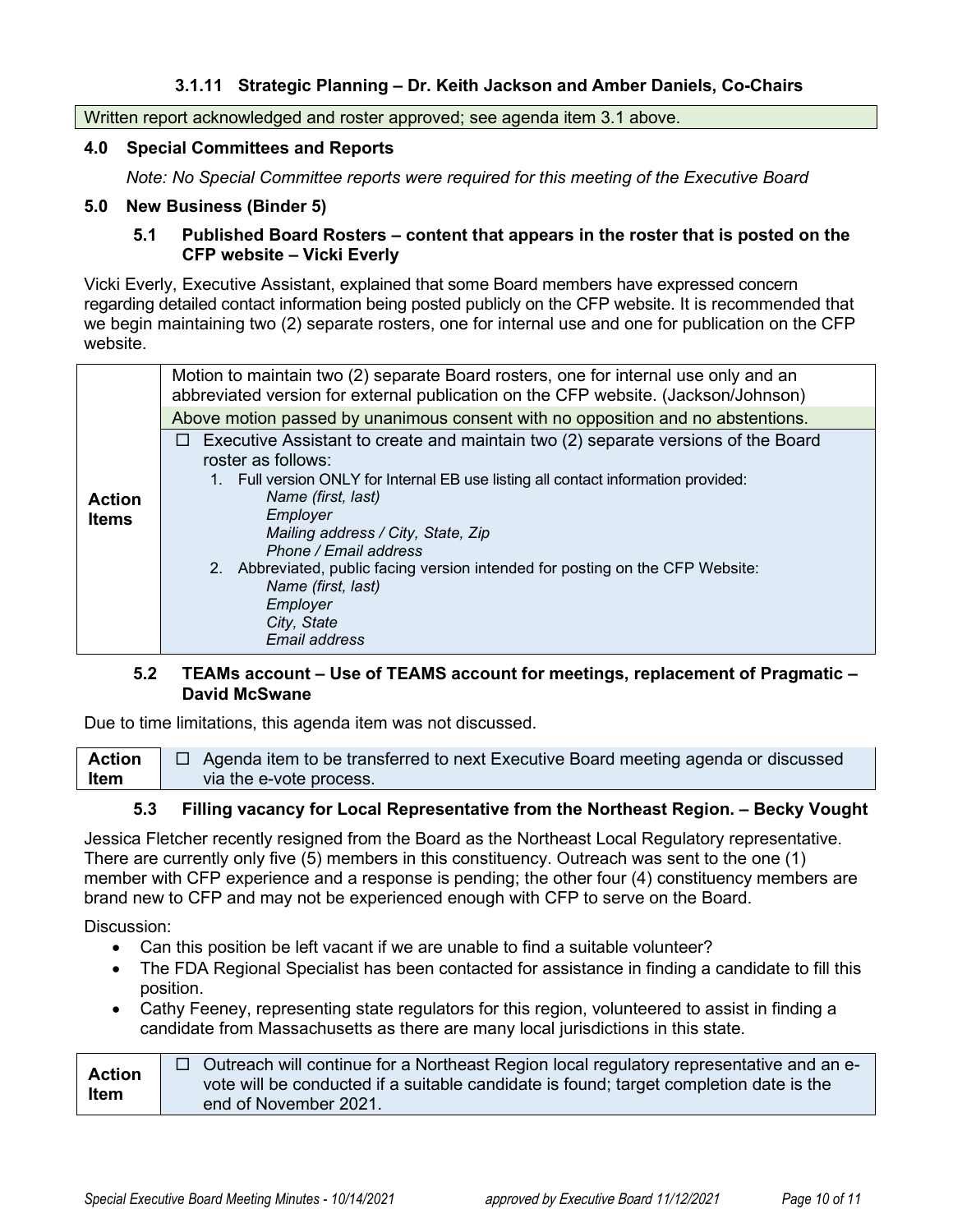#### 3.1.11 Strategic Planning – Dr. Keith Jackson and Amber Daniels, Co-Chairs

Written report acknowledged and roster approved; see agenda item 3.1 above.

## 4.0 Special Committees and Reports

*Note: No Special Committee reports were required for this meeting of the Executive Board*

## 5.0 New Business (Binder 5)

### 5.1 Published Board Rosters – content that appears in the roster that is posted on the CFP website – Vicki Everly

Vicki Everly, Executive Assistant, explained that some Board members have expressed concern regarding detailed contact information being posted publicly on the CFP website. It is recommended that we begin maintaining two (2) separate rosters, one for internal use and one for publication on the CFP website.

| | |
|---|---|
| **Action Items** | Motion to maintain two (2) separate Board rosters, one for internal use only and an abbreviated version for external publication on the CFP website. (Jackson/Johnson)<br>Above motion passed by unanimous consent with no opposition and no abstentions.<br>☐ Executive Assistant to create and maintain two (2) separate versions of the Board roster as follows:<br>1. Full version ONLY for Internal EB use listing all contact information provided: *Name (first, last)*, *Employer*, *Mailing address / City, State, Zip*, *Phone / Email address*<br>2. Abbreviated, public facing version intended for posting on the CFP Website: *Name (first, last)*, *Employer*, *City, State*, *Email address* |

### 5.2 TEAMs account – Use of TEAMS account for meetings, replacement of Pragmatic – David McSwane

Due to time limitations, this agenda item was not discussed.

| | |
|---|---|
| **Action Item** | ☐ Agenda item to be transferred to next Executive Board meeting agenda or discussed via the e-vote process. |

### 5.3 Filling vacancy for Local Representative from the Northeast Region. – Becky Vought

Jessica Fletcher recently resigned from the Board as the Northeast Local Regulatory representative. There are currently only five (5) members in this constituency. Outreach was sent to the one (1) member with CFP experience and a response is pending; the other four (4) constituency members are brand new to CFP and may not be experienced enough with CFP to serve on the Board.

Discussion:

- Can this position be left vacant if we are unable to find a suitable volunteer?
- The FDA Regional Specialist has been contacted for assistance in finding a candidate to fill this position.
- Cathy Feeney, representing state regulators for this region, volunteered to assist in finding a candidate from Massachusetts as there are many local jurisdictions in this state.

| | |
|---|---|
| **Action Item** | ☐ Outreach will continue for a Northeast Region local regulatory representative and an e-vote will be conducted if a suitable candidate is found; target completion date is the end of November 2021. |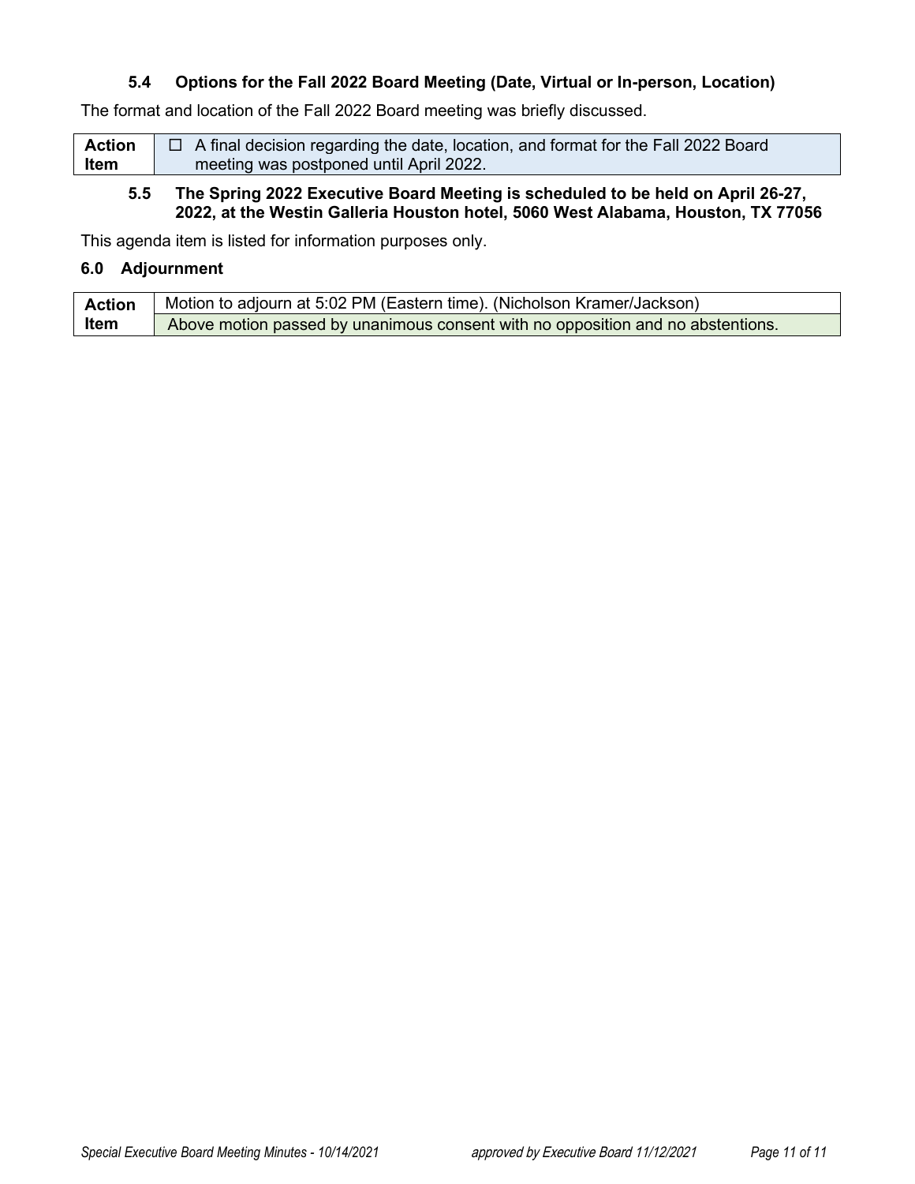### 5.4 Options for the Fall 2022 Board Meeting (Date, Virtual or In-person, Location)

The format and location of the Fall 2022 Board meeting was briefly discussed.

| | |
|---|---|
| **Action Item** | ☐ A final decision regarding the date, location, and format for the Fall 2022 Board meeting was postponed until April 2022. |

### 5.5 The Spring 2022 Executive Board Meeting is scheduled to be held on April 26-27, 2022, at the Westin Galleria Houston hotel, 5060 West Alabama, Houston, TX 77056

This agenda item is listed for information purposes only.

## 6.0 Adjournment

| | |
|---|---|
| **Action Item** | Motion to adjourn at 5:02 PM (Eastern time). (Nicholson Kramer/Jackson) |
| | Above motion passed by unanimous consent with no opposition and no abstentions. |